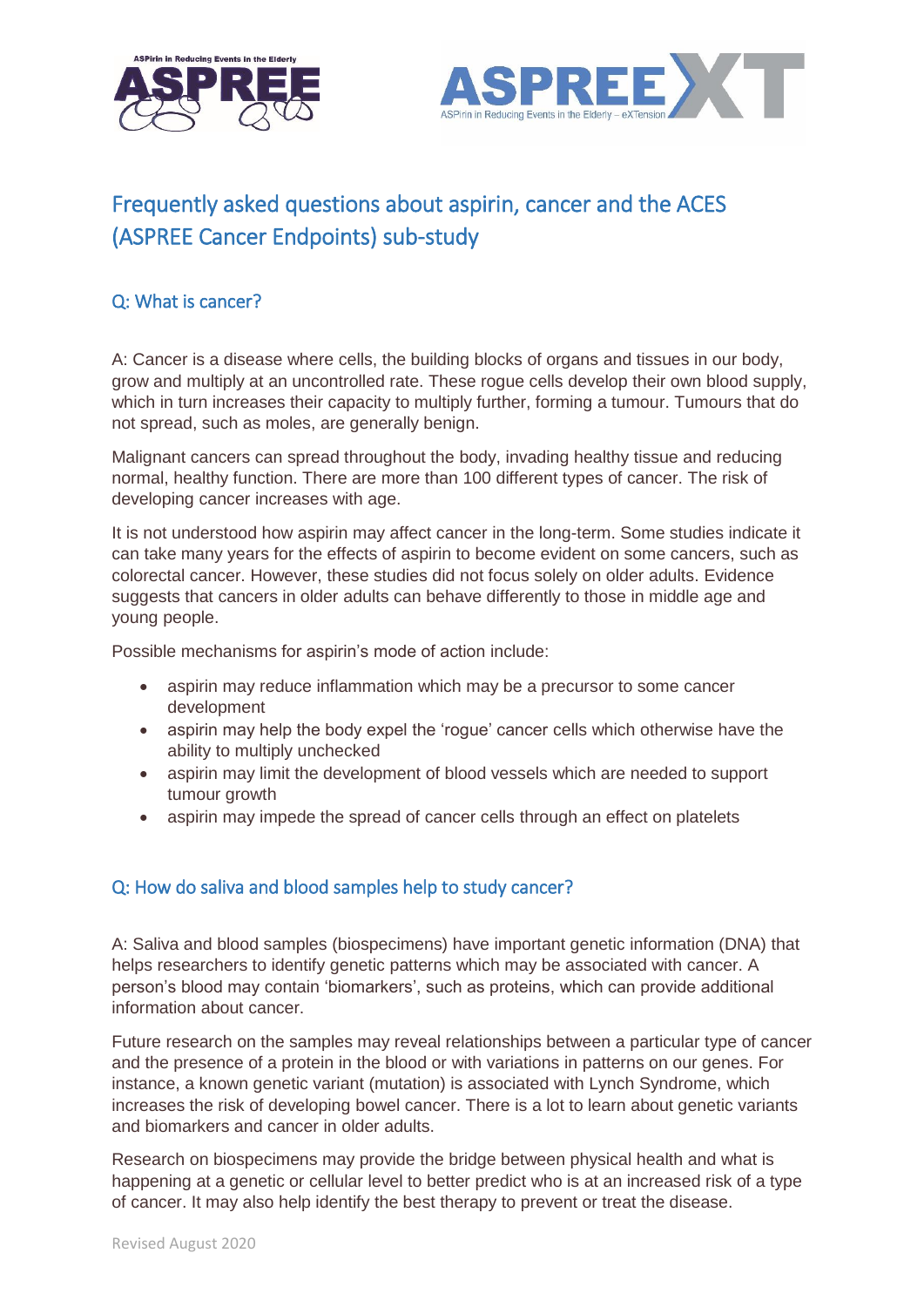# Frequently asked questions about aspirin, cancer and the ACES (ASPREE Cancer Endpoints) sub-study

## Q: What is cancer?

A: Cancer is a disease where cells, the building blocks of organs and tissues in our body, grow and multiply at an uncontrolled rate. These rogue cells develop their own blood supply, which in turn increases their capacity to multiply further, forming a tumour. Tumours that do not spread, such as moles, are generally benign.

Malignant cancers can spread throughout the body, invading healthy tissue and reducing normal, healthy function. There are more than 100 different types of cancer. The risk of developing cancer increases with age.

It is not understood how aspirin may affect cancer in the long-term. Some studies indicate it can take many years for the effects of aspirin to become evident on some cancers, such as colorectal cancer. However, these studies did not focus solely on older adults. Evidence suggests that cancers in older adults can behave differently to those in middle age and young people.

Possible mechanisms for aspirin's mode of action include:

- aspirin may reduce inflammation which may be a precursor to some cancer development
- aspirin may help the body expel the 'rogue' cancer cells which otherwise have the ability to multiply unchecked
- aspirin may limit the development of blood vessels which are needed to support tumour growth
- aspirin may impede the spread of cancer cells through an effect on platelets

## Q: How do saliva and blood samples help to study cancer?

A: Saliva and blood samples (biospecimens) have important genetic information (DNA) that helps researchers to identify genetic patterns which may be associated with cancer. A person's blood may contain 'biomarkers', such as proteins, which can provide additional information about cancer.

Future research on the samples may reveal relationships between a particular type of cancer and the presence of a protein in the blood or with variations in patterns on our genes. For instance, a known genetic variant (mutation) is associated with Lynch Syndrome, which increases the risk of developing bowel cancer. There is a lot to learn about genetic variants and biomarkers and cancer in older adults.

Research on biospecimens may provide the bridge between physical health and what is happening at a genetic or cellular level to better predict who is at an increased risk of a type of cancer. It may also help identify the best therapy to prevent or treat the disease.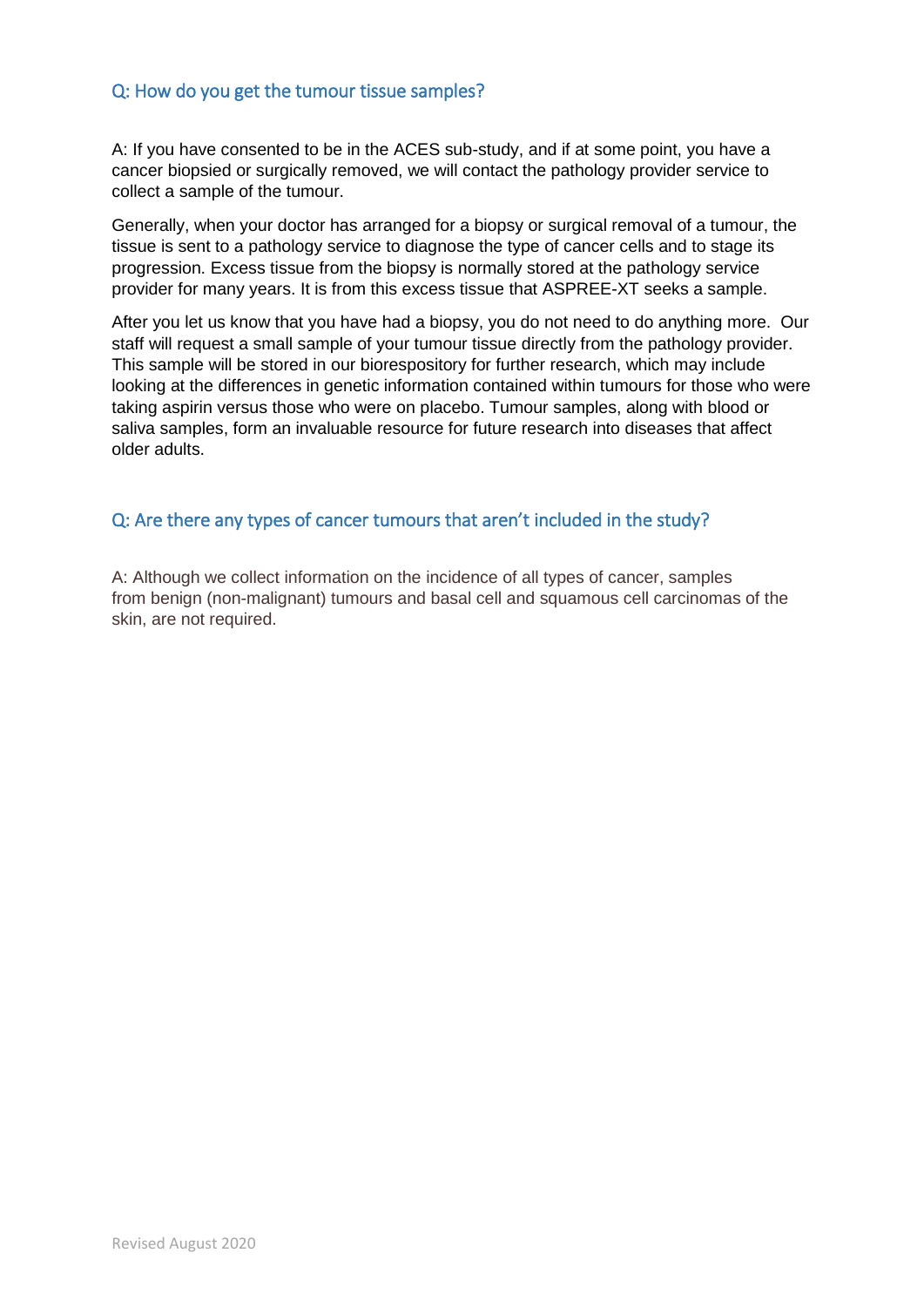## Q: How do you get the tumour tissue samples?

A: If you have consented to be in the ACES sub-study, and if at some point, you have a cancer biopsied or surgically removed, we will contact the pathology provider service to collect a sample of the tumour.

Generally, when your doctor has arranged for a biopsy or surgical removal of a tumour, the tissue is sent to a pathology service to diagnose the type of cancer cells and to stage its progression. Excess tissue from the biopsy is normally stored at the pathology service provider for many years. It is from this excess tissue that ASPREE-XT seeks a sample.

After you let us know that you have had a biopsy, you do not need to do anything more. Our staff will request a small sample of your tumour tissue directly from the pathology provider. This sample will be stored in our biorespository for further research, which may include looking at the differences in genetic information contained within tumours for those who were taking aspirin versus those who were on placebo. Tumour samples, along with blood or saliva samples, form an invaluable resource for future research into diseases that affect older adults.

## Q: Are there any types of cancer tumours that aren't included in the study?

A: Although we collect information on the incidence of all types of cancer, samples from benign (non-malignant) tumours and basal cell and squamous cell carcinomas of the skin, are not required.

Revised August 2020